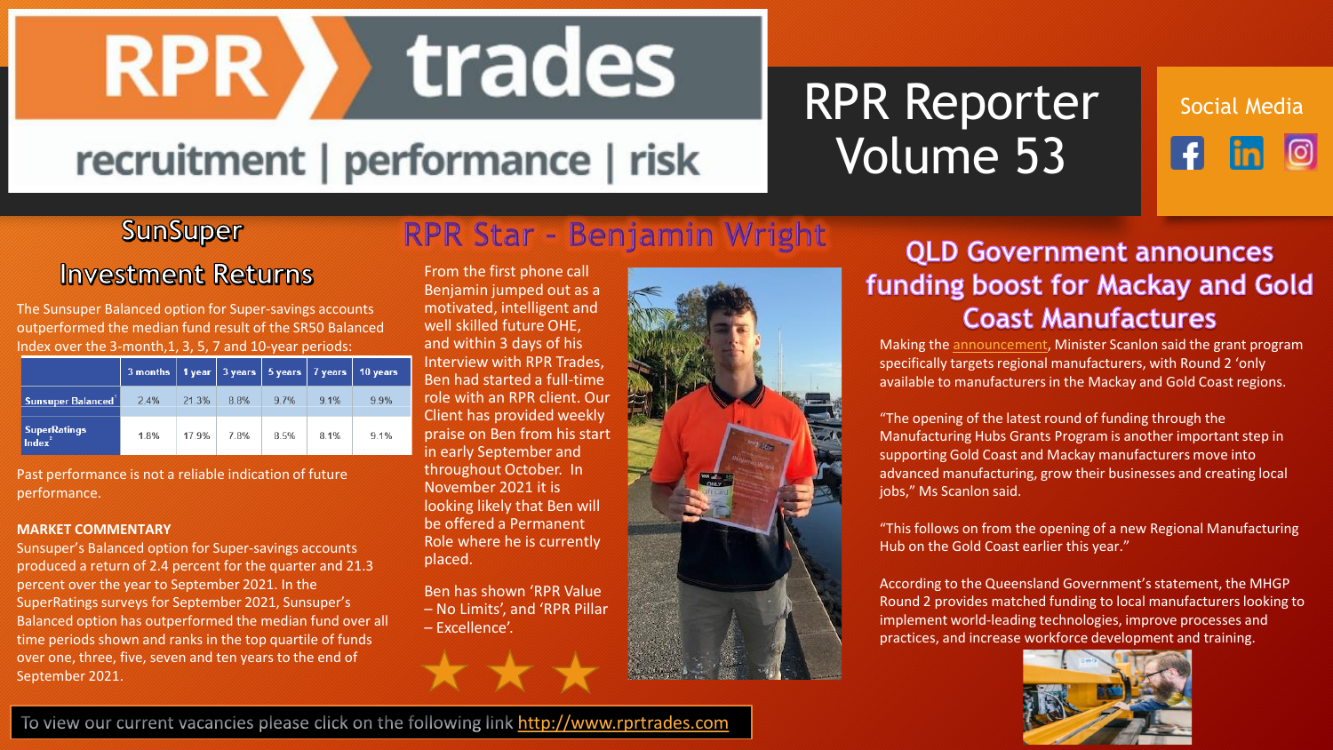# RPR trades

recruitment | performance | risk

# RPR Reporter Volume 53

Social Media

## SunSuper Investment Returns

The Sunsuper Balanced option for Super-savings accounts outperformed the median fund result of the SR50 Balanced Index over the 3-month,1, 3, 5, 7 and 10-year periods:

| | 3 months | 1 year | 3 years | 5 years | 7 years | 10 years |
|---|---|---|---|---|---|---|
| Sunsuper Balanced[1] | 2.4% | 21.3% | 8.8% | 9.7% | 9.1% | 9.9% |
| SuperRatings Index[2] | 1.8% | 17.9% | 7.8% | 8.5% | 8.1% | 9.1% |

Past performance is not a reliable indication of future performance.

**MARKET COMMENTARY**

Sunsuper's Balanced option for Super-savings accounts produced a return of 2.4 percent for the quarter and 21.3 percent over the year to September 2021. In the SuperRatings surveys for September 2021, Sunsuper's Balanced option has outperformed the median fund over all time periods shown and ranks in the top quartile of funds over one, three, five, seven and ten years to the end of September 2021.

## RPR Star - Benjamin Wright

From the first phone call Benjamin jumped out as a motivated, intelligent and well skilled future OHE, and within 3 days of his Interview with RPR Trades, Ben had started a full-time role with an RPR client. Our Client has provided weekly praise on Ben from his start in early September and throughout October. In November 2021 it is looking likely that Ben will be offered a Permanent Role where he is currently placed.

Ben has shown 'RPR Value – No Limits', and 'RPR Pillar – Excellence'.

## QLD Government announces funding boost for Mackay and Gold Coast Manufactures

Making the announcement, Minister Scanlon said the grant program specifically targets regional manufacturers, with Round 2 'only available to manufacturers in the Mackay and Gold Coast regions.

"The opening of the latest round of funding through the Manufacturing Hubs Grants Program is another important step in supporting Gold Coast and Mackay manufacturers move into advanced manufacturing, grow their businesses and creating local jobs," Ms Scanlon said.

"This follows on from the opening of a new Regional Manufacturing Hub on the Gold Coast earlier this year."

According to the Queensland Government's statement, the MHGP Round 2 provides matched funding to local manufacturers looking to implement world-leading technologies, improve processes and practices, and increase workforce development and training.

To view our current vacancies please click on the following link http://www.rprtrades.com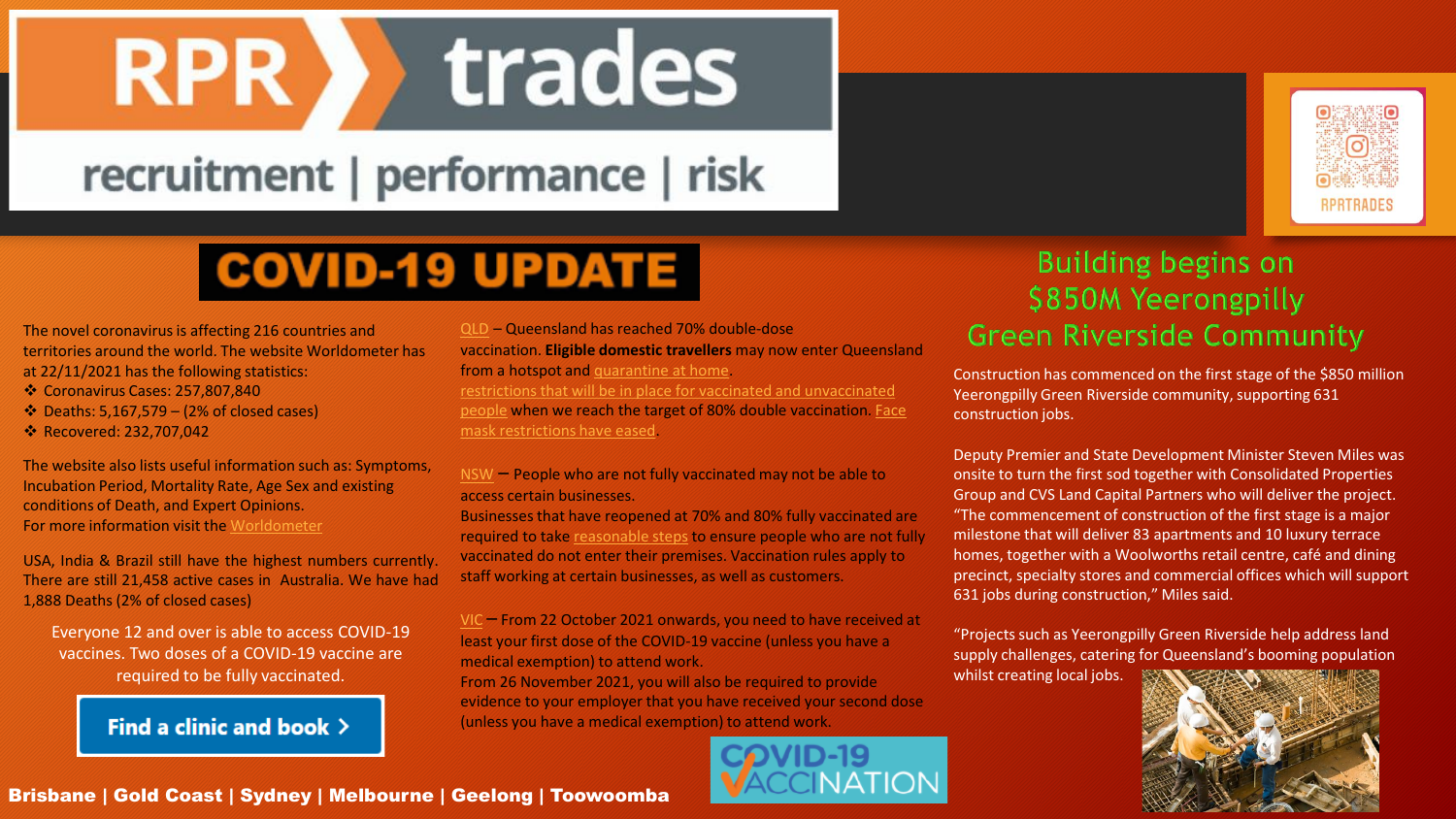# RPR trades

recruitment | performance | risk

RPRTRADES

## COVID-19 UPDATE

The novel coronavirus is affecting 216 countries and territories around the world. The website Worldometer has at 22/11/2021 has the following statistics:

- Coronavirus Cases: 257,807,840
- Deaths: 5,167,579 – (2% of closed cases)
- Recovered: 232,707,042

The website also lists useful information such as: Symptoms, Incubation Period, Mortality Rate, Age Sex and existing conditions of Death, and Expert Opinions.
For more information visit the Worldometer

USA, India & Brazil still have the highest numbers currently. There are still 21,458 active cases in Australia. We have had 1,888 Deaths (2% of closed cases)

Everyone 12 and over is able to access COVID-19 vaccines. Two doses of a COVID-19 vaccine are required to be fully vaccinated.

Find a clinic and book >

QLD – Queensland has reached 70% double-dose vaccination. **Eligible domestic travellers** may now enter Queensland from a hotspot and quarantine at home. restrictions that will be in place for vaccinated and unvaccinated people when we reach the target of 80% double vaccination. Face mask restrictions have eased.

NSW – People who are not fully vaccinated may not be able to access certain businesses.
Businesses that have reopened at 70% and 80% fully vaccinated are required to take reasonable steps to ensure people who are not fully vaccinated do not enter their premises. Vaccination rules apply to staff working at certain businesses, as well as customers.

VIC – From 22 October 2021 onwards, you need to have received at least your first dose of the COVID-19 vaccine (unless you have a medical exemption) to attend work.
From 26 November 2021, you will also be required to provide evidence to your employer that you have received your second dose (unless you have a medical exemption) to attend work.

COVID-19 VACCINATION

## Building begins on $850M Yeerongpilly Green Riverside Community

Construction has commenced on the first stage of the $850 million Yeerongpilly Green Riverside community, supporting 631 construction jobs.

Deputy Premier and State Development Minister Steven Miles was onsite to turn the first sod together with Consolidated Properties Group and CVS Land Capital Partners who will deliver the project. "The commencement of construction of the first stage is a major milestone that will deliver 83 apartments and 10 luxury terrace homes, together with a Woolworths retail centre, café and dining precinct, specialty stores and commercial offices which will support 631 jobs during construction," Miles said.

"Projects such as Yeerongpilly Green Riverside help address land supply challenges, catering for Queensland's booming population whilst creating local jobs.

**Brisbane | Gold Coast | Sydney | Melbourne | Geelong | Toowoomba**